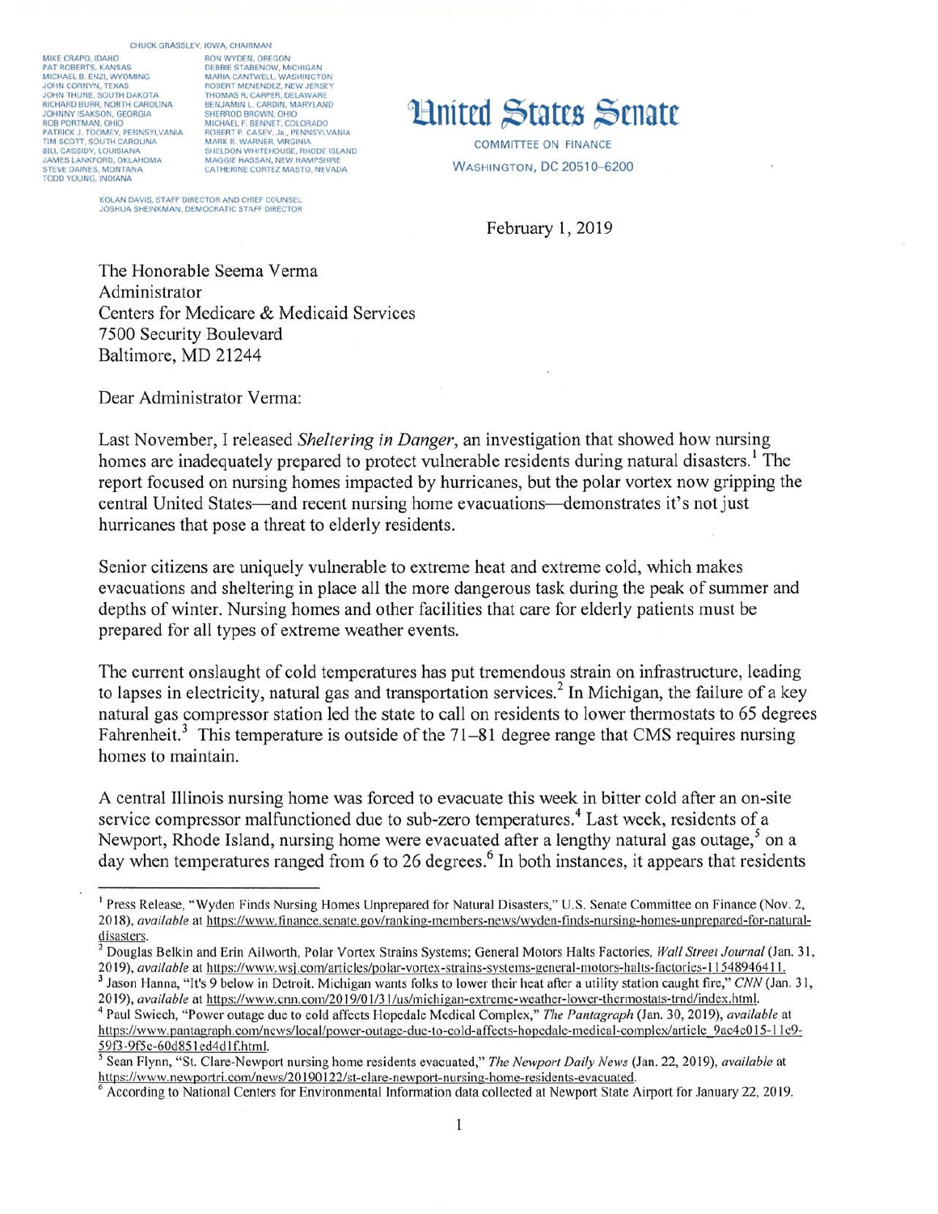CHUCK GRASSLEY, IOWA, CHAIRMAN

MIKE CRAPO, IDAHO
PAT ROBERTS, KANSAS
MICHAEL B. ENZI, WYOMING
JOHN CORNYN, TEXAS
JOHN THUNE, SOUTH DAKOTA
RICHARD BURR, NORTH CAROLINA
JOHNNY ISAKSON, GEORGIA
ROB PORTMAN, OHIO
PATRICK J. TOOMEY, PENNSYLVANIA
TIM SCOTT, SOUTH CAROLINA
BILL CASSIDY, LOUISIANA
JAMES LANKFORD, OKLAHOMA
STEVE DAINES, MONTANA
TODD YOUNG, INDIANA

RON WYDEN, OREGON
DEBBIE STABENOW, MICHIGAN
MARIA CANTWELL, WASHINGTON
ROBERT MENENDEZ, NEW JERSEY
THOMAS R. CARPER, DELAWARE
BENJAMIN L. CARDIN, MARYLAND
SHERROD BROWN, OHIO
MICHAEL F. BENNET, COLORADO
ROBERT P. CASEY, JR., PENNSYLVANIA
MARK R. WARNER, VIRGINIA
SHELDON WHITEHOUSE, RHODE ISLAND
MAGGIE HASSAN, NEW HAMPSHIRE
CATHERINE CORTEZ MASTO, NEVADA

KOLAN DAVIS, STAFF DIRECTOR AND CHIEF COUNSEL
JOSHUA SHEINKMAN, DEMOCRATIC STAFF DIRECTOR

# United States Senate

COMMITTEE ON FINANCE
WASHINGTON, DC 20510–6200

February 1, 2019

The Honorable Seema Verma
Administrator
Centers for Medicare & Medicaid Services
7500 Security Boulevard
Baltimore, MD 21244

Dear Administrator Verma:

Last November, I released *Sheltering in Danger*, an investigation that showed how nursing homes are inadequately prepared to protect vulnerable residents during natural disasters.[1] The report focused on nursing homes impacted by hurricanes, but the polar vortex now gripping the central United States—and recent nursing home evacuations—demonstrates it's not just hurricanes that pose a threat to elderly residents.

Senior citizens are uniquely vulnerable to extreme heat and extreme cold, which makes evacuations and sheltering in place all the more dangerous task during the peak of summer and depths of winter. Nursing homes and other facilities that care for elderly patients must be prepared for all types of extreme weather events.

The current onslaught of cold temperatures has put tremendous strain on infrastructure, leading to lapses in electricity, natural gas and transportation services.[2] In Michigan, the failure of a key natural gas compressor station led the state to call on residents to lower thermostats to 65 degrees Fahrenheit.[3] This temperature is outside of the 71–81 degree range that CMS requires nursing homes to maintain.

A central Illinois nursing home was forced to evacuate this week in bitter cold after an on-site service compressor malfunctioned due to sub-zero temperatures.[4] Last week, residents of a Newport, Rhode Island, nursing home were evacuated after a lengthy natural gas outage,[5] on a day when temperatures ranged from 6 to 26 degrees.[6] In both instances, it appears that residents

---

[1] Press Release, "Wyden Finds Nursing Homes Unprepared for Natural Disasters," U.S. Senate Committee on Finance (Nov. 2, 2018), *available* at https://www.finance.senate.gov/ranking-members-news/wyden-finds-nursing-homes-unprepared-for-natural-disasters.

[2] Douglas Belkin and Erin Ailworth, Polar Vortex Strains Systems; General Motors Halts Factories, *Wall Street Journal* (Jan. 31, 2019), *available* at https://www.wsj.com/articles/polar-vortex-strains-systems-general-motors-halts-factories-11548946411.

[3] Jason Hanna, "It's 9 below in Detroit. Michigan wants folks to lower their heat after a utility station caught fire," *CNN* (Jan. 31, 2019), *available* at https://www.cnn.com/2019/01/31/us/michigan-extreme-weather-lower-thermostats-trnd/index.html.

[4] Paul Swiech, "Power outage due to cold affects Hopedale Medical Complex," *The Pantagraph* (Jan. 30, 2019), *available* at https://www.pantagraph.com/news/local/power-outage-due-to-cold-affects-hopedale-medical-complex/article_9ac4c015-11e9-59f3-9f5e-60d851ed4d1f.html.

[5] Sean Flynn, "St. Clare-Newport nursing home residents evacuated," *The Newport Daily News* (Jan. 22, 2019), *available* at https://www.newportri.com/news/20190122/st-clare-newport-nursing-home-residents-evacuated.

[6] According to National Centers for Environmental Information data collected at Newport State Airport for January 22, 2019.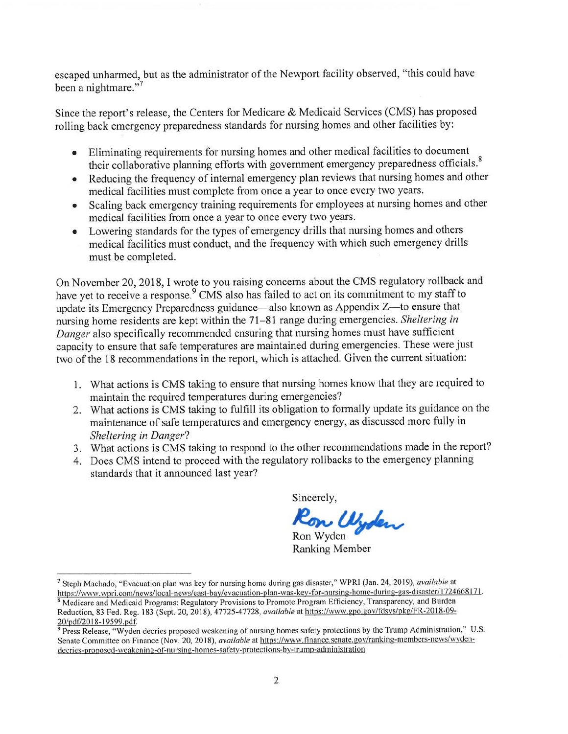escaped unharmed, but as the administrator of the Newport facility observed, "this could have been a nightmare."[7]

Since the report's release, the Centers for Medicare & Medicaid Services (CMS) has proposed rolling back emergency preparedness standards for nursing homes and other facilities by:

- Eliminating requirements for nursing homes and other medical facilities to document their collaborative planning efforts with government emergency preparedness officials.[8]
- Reducing the frequency of internal emergency plan reviews that nursing homes and other medical facilities must complete from once a year to once every two years.
- Scaling back emergency training requirements for employees at nursing homes and other medical facilities from once a year to once every two years.
- Lowering standards for the types of emergency drills that nursing homes and others medical facilities must conduct, and the frequency with which such emergency drills must be completed.

On November 20, 2018, I wrote to you raising concerns about the CMS regulatory rollback and have yet to receive a response.[9] CMS also has failed to act on its commitment to my staff to update its Emergency Preparedness guidance—also known as Appendix Z—to ensure that nursing home residents are kept within the 71–81 range during emergencies. *Sheltering in Danger* also specifically recommended ensuring that nursing homes must have sufficient capacity to ensure that safe temperatures are maintained during emergencies. These were just two of the 18 recommendations in the report, which is attached. Given the current situation:

1. What actions is CMS taking to ensure that nursing homes know that they are required to maintain the required temperatures during emergencies?
2. What actions is CMS taking to fulfill its obligation to formally update its guidance on the maintenance of safe temperatures and emergency energy, as discussed more fully in *Sheltering in Danger*?
3. What actions is CMS taking to respond to the other recommendations made in the report?
4. Does CMS intend to proceed with the regulatory rollbacks to the emergency planning standards that it announced last year?

Sincerely,

Ron Wyden

Ron Wyden
Ranking Member

---

[7] Steph Machado, "Evacuation plan was key for nursing home during gas disaster," WPRI (Jan. 24, 2019), *available* at https://www.wpri.com/news/local-news/east-bay/evacuation-plan-was-key-for-nursing-home-during-gas-disaster/1724668171.

[8] Medicare and Medicaid Programs: Regulatory Provisions to Promote Program Efficiency, Transparency, and Burden Reduction, 83 Fed. Reg. 183 (Sept. 20, 2018), 47725-47728, *available* at https://www.gpo.gov/fdsys/pkg/FR-2018-09-20/pdf/2018-19599.pdf.

[9] Press Release, "Wyden decries proposed weakening of nursing homes safety protections by the Trump Administration," U.S. Senate Committee on Finance (Nov. 20, 2018), *available* at https://www.finance.senate.gov/ranking-members-news/wyden-decries-proposed-weakening-of-nursing-homes-safety-protections-by-trump-administration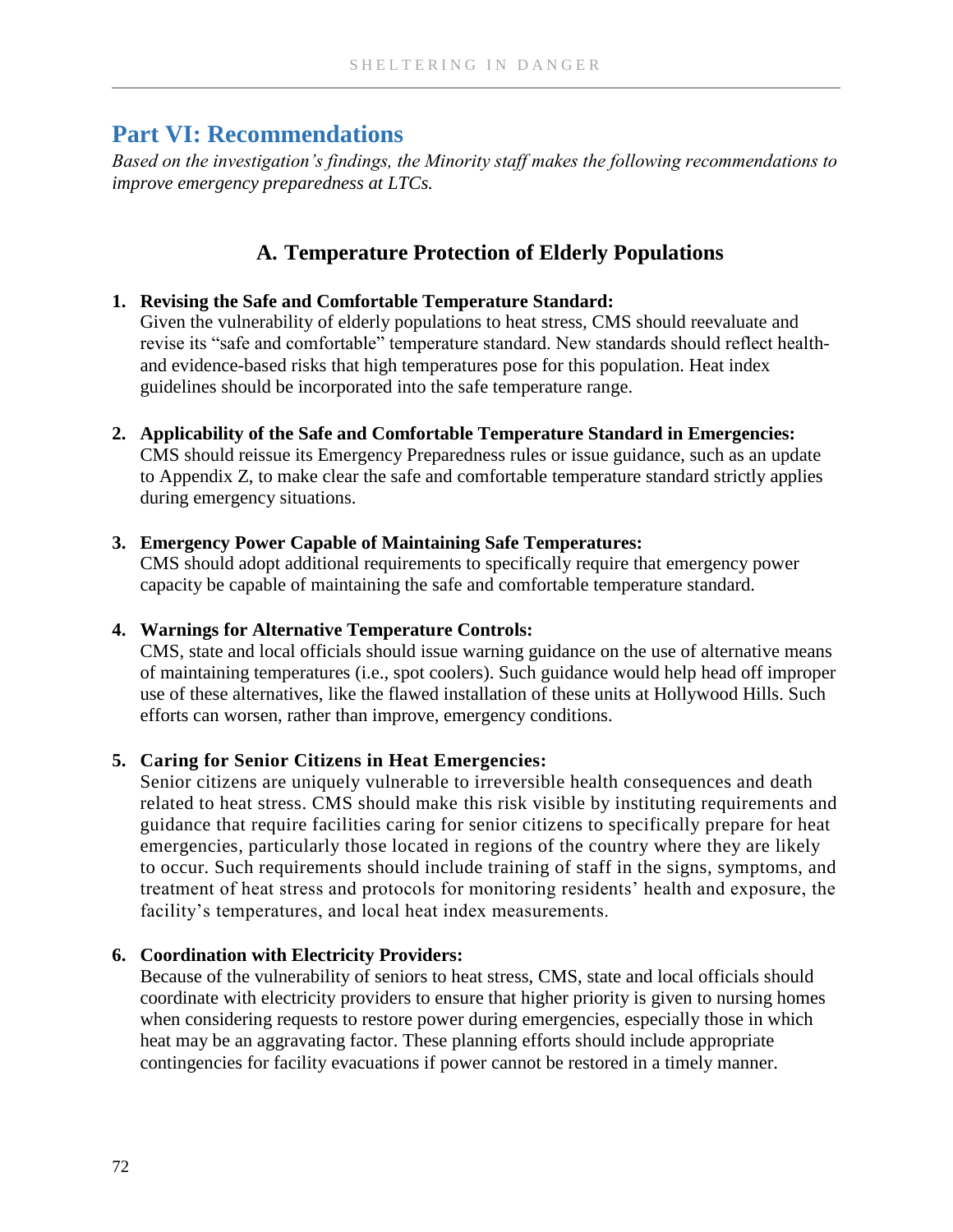## Part VI: Recommendations

*Based on the investigation's findings, the Minority staff makes the following recommendations to improve emergency preparedness at LTCs.*

### A. Temperature Protection of Elderly Populations

1. **Revising the Safe and Comfortable Temperature Standard:**
   Given the vulnerability of elderly populations to heat stress, CMS should reevaluate and revise its "safe and comfortable" temperature standard. New standards should reflect health- and evidence-based risks that high temperatures pose for this population. Heat index guidelines should be incorporated into the safe temperature range.

2. **Applicability of the Safe and Comfortable Temperature Standard in Emergencies:**
   CMS should reissue its Emergency Preparedness rules or issue guidance, such as an update to Appendix Z, to make clear the safe and comfortable temperature standard strictly applies during emergency situations.

3. **Emergency Power Capable of Maintaining Safe Temperatures:**
   CMS should adopt additional requirements to specifically require that emergency power capacity be capable of maintaining the safe and comfortable temperature standard.

4. **Warnings for Alternative Temperature Controls:**
   CMS, state and local officials should issue warning guidance on the use of alternative means of maintaining temperatures (i.e., spot coolers). Such guidance would help head off improper use of these alternatives, like the flawed installation of these units at Hollywood Hills. Such efforts can worsen, rather than improve, emergency conditions.

5. **Caring for Senior Citizens in Heat Emergencies:**
   Senior citizens are uniquely vulnerable to irreversible health consequences and death related to heat stress. CMS should make this risk visible by instituting requirements and guidance that require facilities caring for senior citizens to specifically prepare for heat emergencies, particularly those located in regions of the country where they are likely to occur. Such requirements should include training of staff in the signs, symptoms, and treatment of heat stress and protocols for monitoring residents' health and exposure, the facility's temperatures, and local heat index measurements.

6. **Coordination with Electricity Providers:**
   Because of the vulnerability of seniors to heat stress, CMS, state and local officials should coordinate with electricity providers to ensure that higher priority is given to nursing homes when considering requests to restore power during emergencies, especially those in which heat may be an aggravating factor. These planning efforts should include appropriate contingencies for facility evacuations if power cannot be restored in a timely manner.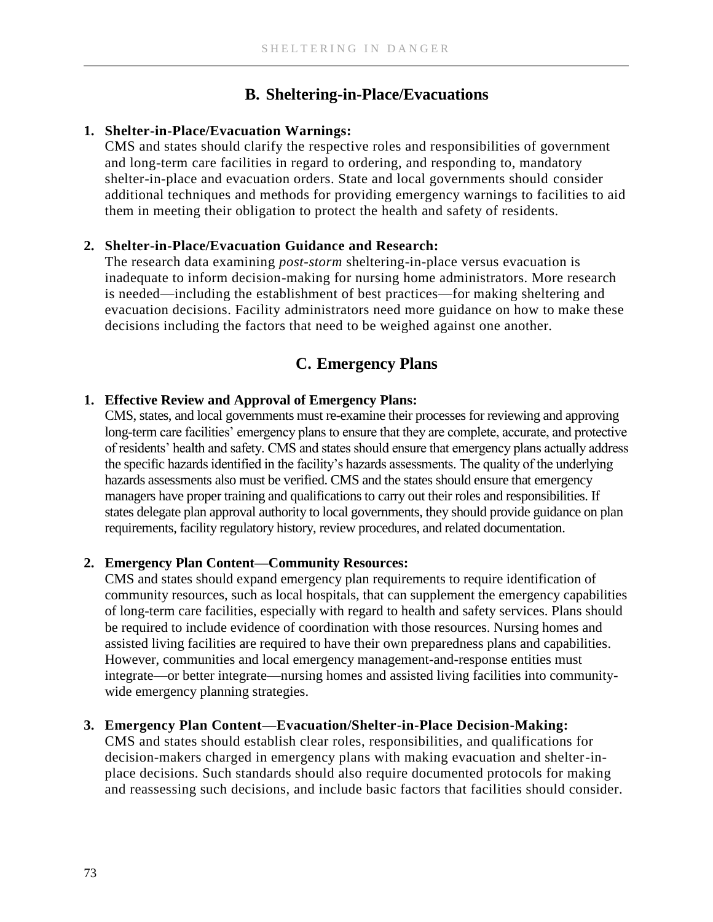## B. Sheltering-in-Place/Evacuations

1. **Shelter-in-Place/Evacuation Warnings:**
   CMS and states should clarify the respective roles and responsibilities of government and long-term care facilities in regard to ordering, and responding to, mandatory shelter-in-place and evacuation orders. State and local governments should consider additional techniques and methods for providing emergency warnings to facilities to aid them in meeting their obligation to protect the health and safety of residents.

2. **Shelter-in-Place/Evacuation Guidance and Research:**
   The research data examining *post-storm* sheltering-in-place versus evacuation is inadequate to inform decision-making for nursing home administrators. More research is needed—including the establishment of best practices—for making sheltering and evacuation decisions. Facility administrators need more guidance on how to make these decisions including the factors that need to be weighed against one another.

## C. Emergency Plans

1. **Effective Review and Approval of Emergency Plans:**
   CMS, states, and local governments must re-examine their processes for reviewing and approving long-term care facilities' emergency plans to ensure that they are complete, accurate, and protective of residents' health and safety. CMS and states should ensure that emergency plans actually address the specific hazards identified in the facility's hazards assessments. The quality of the underlying hazards assessments also must be verified. CMS and the states should ensure that emergency managers have proper training and qualifications to carry out their roles and responsibilities. If states delegate plan approval authority to local governments, they should provide guidance on plan requirements, facility regulatory history, review procedures, and related documentation.

2. **Emergency Plan Content—Community Resources:**
   CMS and states should expand emergency plan requirements to require identification of community resources, such as local hospitals, that can supplement the emergency capabilities of long-term care facilities, especially with regard to health and safety services. Plans should be required to include evidence of coordination with those resources. Nursing homes and assisted living facilities are required to have their own preparedness plans and capabilities. However, communities and local emergency management-and-response entities must integrate—or better integrate—nursing homes and assisted living facilities into community-wide emergency planning strategies.

3. **Emergency Plan Content—Evacuation/Shelter-in-Place Decision-Making:**
   CMS and states should establish clear roles, responsibilities, and qualifications for decision-makers charged in emergency plans with making evacuation and shelter-in-place decisions. Such standards should also require documented protocols for making and reassessing such decisions, and include basic factors that facilities should consider.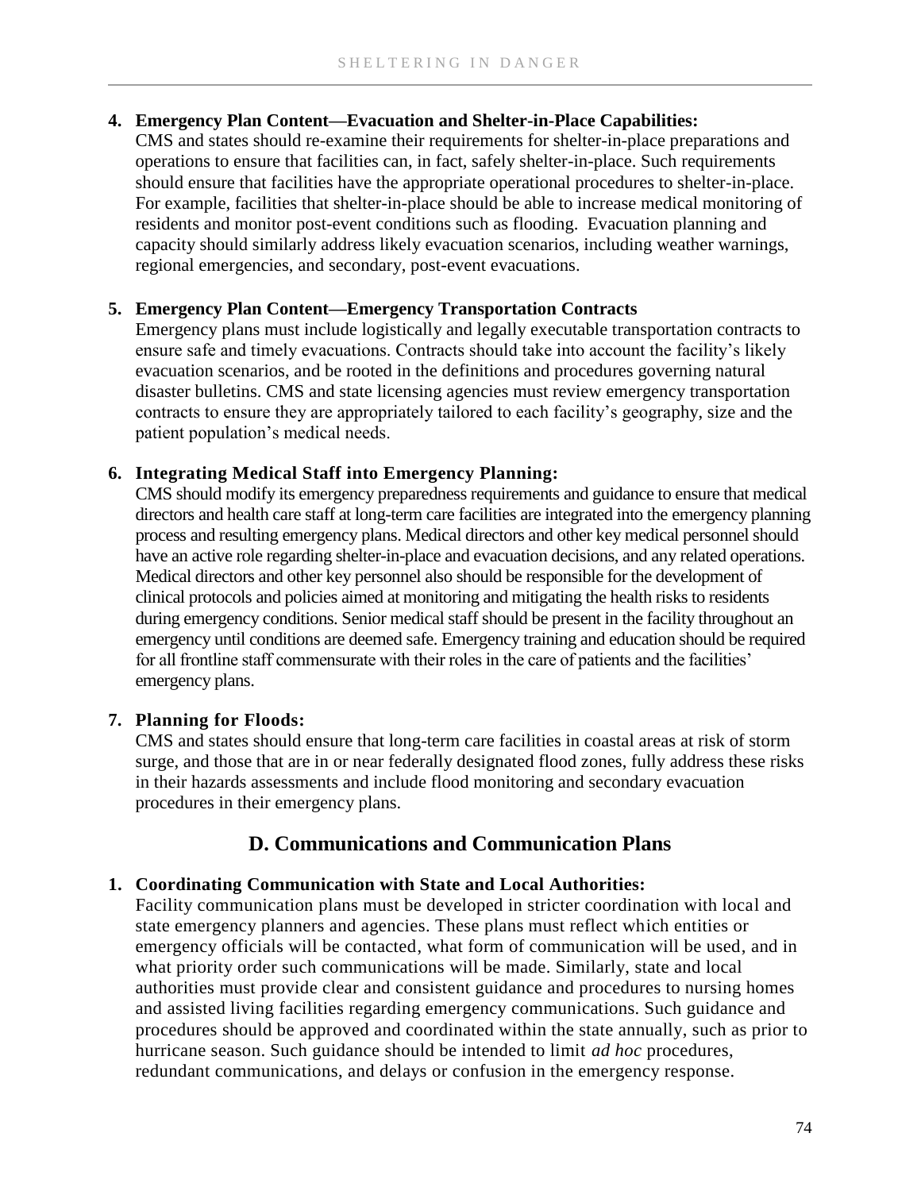4. **Emergency Plan Content—Evacuation and Shelter-in-Place Capabilities:**
   CMS and states should re-examine their requirements for shelter-in-place preparations and operations to ensure that facilities can, in fact, safely shelter-in-place. Such requirements should ensure that facilities have the appropriate operational procedures to shelter-in-place. For example, facilities that shelter-in-place should be able to increase medical monitoring of residents and monitor post-event conditions such as flooding. Evacuation planning and capacity should similarly address likely evacuation scenarios, including weather warnings, regional emergencies, and secondary, post-event evacuations.

5. **Emergency Plan Content—Emergency Transportation Contracts**
   Emergency plans must include logistically and legally executable transportation contracts to ensure safe and timely evacuations. Contracts should take into account the facility's likely evacuation scenarios, and be rooted in the definitions and procedures governing natural disaster bulletins. CMS and state licensing agencies must review emergency transportation contracts to ensure they are appropriately tailored to each facility's geography, size and the patient population's medical needs.

6. **Integrating Medical Staff into Emergency Planning:**
   CMS should modify its emergency preparedness requirements and guidance to ensure that medical directors and health care staff at long-term care facilities are integrated into the emergency planning process and resulting emergency plans. Medical directors and other key medical personnel should have an active role regarding shelter-in-place and evacuation decisions, and any related operations. Medical directors and other key personnel also should be responsible for the development of clinical protocols and policies aimed at monitoring and mitigating the health risks to residents during emergency conditions. Senior medical staff should be present in the facility throughout an emergency until conditions are deemed safe. Emergency training and education should be required for all frontline staff commensurate with their roles in the care of patients and the facilities' emergency plans.

7. **Planning for Floods:**
   CMS and states should ensure that long-term care facilities in coastal areas at risk of storm surge, and those that are in or near federally designated flood zones, fully address these risks in their hazards assessments and include flood monitoring and secondary evacuation procedures in their emergency plans.

## D. Communications and Communication Plans

1. **Coordinating Communication with State and Local Authorities:**
   Facility communication plans must be developed in stricter coordination with local and state emergency planners and agencies. These plans must reflect which entities or emergency officials will be contacted, what form of communication will be used, and in what priority order such communications will be made. Similarly, state and local authorities must provide clear and consistent guidance and procedures to nursing homes and assisted living facilities regarding emergency communications. Such guidance and procedures should be approved and coordinated within the state annually, such as prior to hurricane season. Such guidance should be intended to limit *ad hoc* procedures, redundant communications, and delays or confusion in the emergency response.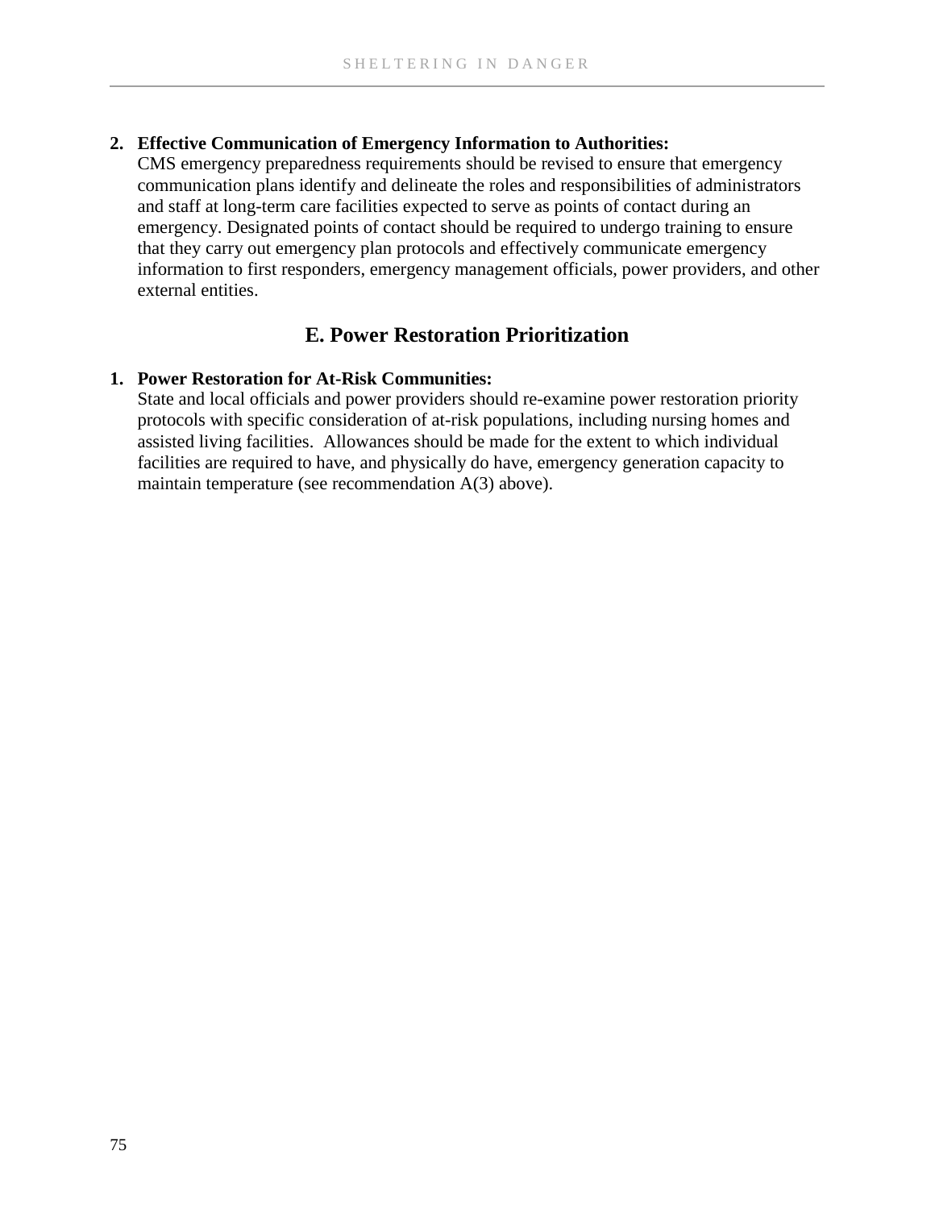2. **Effective Communication of Emergency Information to Authorities:**
   CMS emergency preparedness requirements should be revised to ensure that emergency communication plans identify and delineate the roles and responsibilities of administrators and staff at long-term care facilities expected to serve as points of contact during an emergency. Designated points of contact should be required to undergo training to ensure that they carry out emergency plan protocols and effectively communicate emergency information to first responders, emergency management officials, power providers, and other external entities.

## E. Power Restoration Prioritization

1. **Power Restoration for At-Risk Communities:**
   State and local officials and power providers should re-examine power restoration priority protocols with specific consideration of at-risk populations, including nursing homes and assisted living facilities. Allowances should be made for the extent to which individual facilities are required to have, and physically do have, emergency generation capacity to maintain temperature (see recommendation A(3) above).